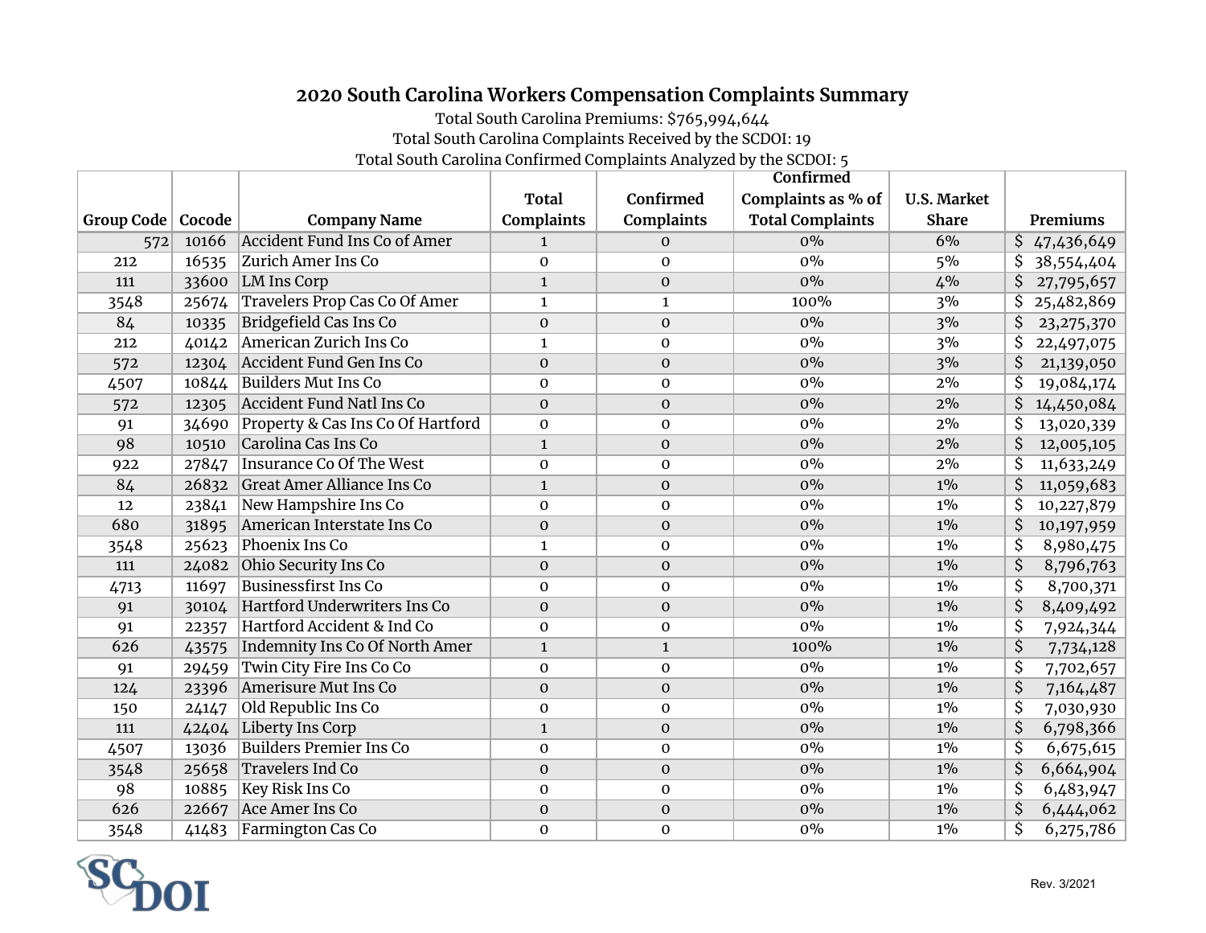# 2020 South Carolina Workers Compensation Complaints Summary

Total South Carolina Premiums: $765,994,644
Total South Carolina Complaints Received by the SCDOI: 19
Total South Carolina Confirmed Complaints Analyzed by the SCDOI: 5

| Group Code | Cocode | Company Name | Total Complaints | Confirmed Complaints | Confirmed Complaints as % of Total Complaints | U.S. Market Share | Premiums |
|---|---|---|---|---|---|---|---|
| 572 | 10166 | Accident Fund Ins Co of Amer | 1 | 0 | 0% | 6% | $ 47,436,649 |
| 212 | 16535 | Zurich Amer Ins Co | 0 | 0 | 0% | 5% | $ 38,554,404 |
| 111 | 33600 | LM Ins Corp | 1 | 0 | 0% | 4% | $ 27,795,657 |
| 3548 | 25674 | Travelers Prop Cas Co Of Amer | 1 | 1 | 100% | 3% | $ 25,482,869 |
| 84 | 10335 | Bridgefield Cas Ins Co | 0 | 0 | 0% | 3% | $ 23,275,370 |
| 212 | 40142 | American Zurich Ins Co | 1 | 0 | 0% | 3% | $ 22,497,075 |
| 572 | 12304 | Accident Fund Gen Ins Co | 0 | 0 | 0% | 3% | $ 21,139,050 |
| 4507 | 10844 | Builders Mut Ins Co | 0 | 0 | 0% | 2% | $ 19,084,174 |
| 572 | 12305 | Accident Fund Natl Ins Co | 0 | 0 | 0% | 2% | $ 14,450,084 |
| 91 | 34690 | Property & Cas Ins Co Of Hartford | 0 | 0 | 0% | 2% | $ 13,020,339 |
| 98 | 10510 | Carolina Cas Ins Co | 1 | 0 | 0% | 2% | $ 12,005,105 |
| 922 | 27847 | Insurance Co Of The West | 0 | 0 | 0% | 2% | $ 11,633,249 |
| 84 | 26832 | Great Amer Alliance Ins Co | 1 | 0 | 0% | 1% | $ 11,059,683 |
| 12 | 23841 | New Hampshire Ins Co | 0 | 0 | 0% | 1% | $ 10,227,879 |
| 680 | 31895 | American Interstate Ins Co | 0 | 0 | 0% | 1% | $ 10,197,959 |
| 3548 | 25623 | Phoenix Ins Co | 1 | 0 | 0% | 1% | $ 8,980,475 |
| 111 | 24082 | Ohio Security Ins Co | 0 | 0 | 0% | 1% | $ 8,796,763 |
| 4713 | 11697 | Businessfirst Ins Co | 0 | 0 | 0% | 1% | $ 8,700,371 |
| 91 | 30104 | Hartford Underwriters Ins Co | 0 | 0 | 0% | 1% | $ 8,409,492 |
| 91 | 22357 | Hartford Accident & Ind Co | 0 | 0 | 0% | 1% | $ 7,924,344 |
| 626 | 43575 | Indemnity Ins Co Of North Amer | 1 | 1 | 100% | 1% | $ 7,734,128 |
| 91 | 29459 | Twin City Fire Ins Co Co | 0 | 0 | 0% | 1% | $ 7,702,657 |
| 124 | 23396 | Amerisure Mut Ins Co | 0 | 0 | 0% | 1% | $ 7,164,487 |
| 150 | 24147 | Old Republic Ins Co | 0 | 0 | 0% | 1% | $ 7,030,930 |
| 111 | 42404 | Liberty Ins Corp | 1 | 0 | 0% | 1% | $ 6,798,366 |
| 4507 | 13036 | Builders Premier Ins Co | 0 | 0 | 0% | 1% | $ 6,675,615 |
| 3548 | 25658 | Travelers Ind Co | 0 | 0 | 0% | 1% | $ 6,664,904 |
| 98 | 10885 | Key Risk Ins Co | 0 | 0 | 0% | 1% | $ 6,483,947 |
| 626 | 22667 | Ace Amer Ins Co | 0 | 0 | 0% | 1% | $ 6,444,062 |
| 3548 | 41483 | Farmington Cas Co | 0 | 0 | 0% | 1% | $ 6,275,786 |

Rev. 3/2021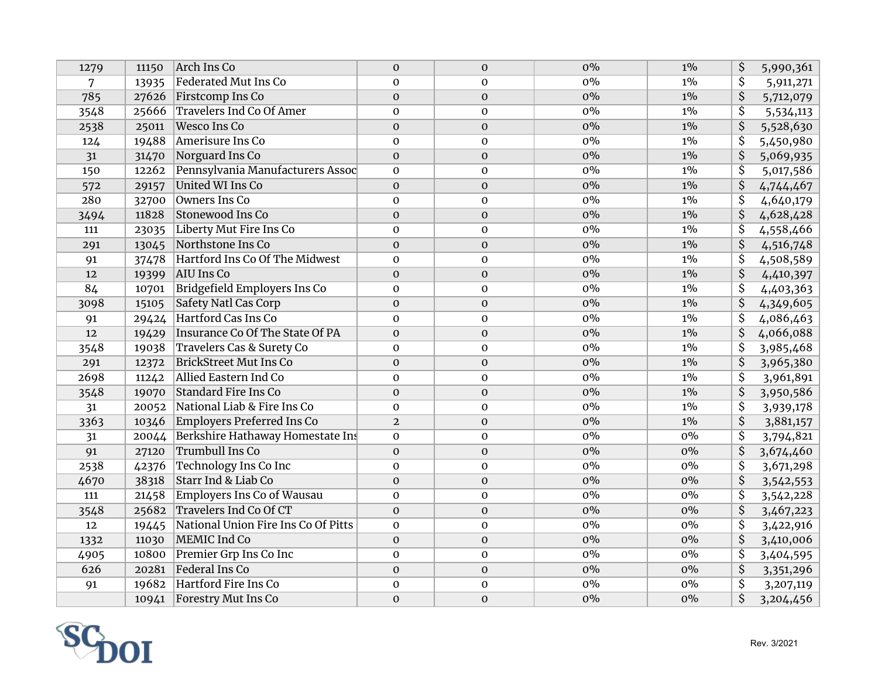| | | | | | | | |
|---|---|---|---|---|---|---|---|
| 1279 | 11150 | Arch Ins Co | 0 | 0 | 0% | 1% | $ 5,990,361 |
| 7 | 13935 | Federated Mut Ins Co | 0 | 0 | 0% | 1% | $ 5,911,271 |
| 785 | 27626 | Firstcomp Ins Co | 0 | 0 | 0% | 1% | $ 5,712,079 |
| 3548 | 25666 | Travelers Ind Co Of Amer | 0 | 0 | 0% | 1% | $ 5,534,113 |
| 2538 | 25011 | Wesco Ins Co | 0 | 0 | 0% | 1% | $ 5,528,630 |
| 124 | 19488 | Amerisure Ins Co | 0 | 0 | 0% | 1% | $ 5,450,980 |
| 31 | 31470 | Norguard Ins Co | 0 | 0 | 0% | 1% | $ 5,069,935 |
| 150 | 12262 | Pennsylvania Manufacturers Assoc | 0 | 0 | 0% | 1% | $ 5,017,586 |
| 572 | 29157 | United WI Ins Co | 0 | 0 | 0% | 1% | $ 4,744,467 |
| 280 | 32700 | Owners Ins Co | 0 | 0 | 0% | 1% | $ 4,640,179 |
| 3494 | 11828 | Stonewood Ins Co | 0 | 0 | 0% | 1% | $ 4,628,428 |
| 111 | 23035 | Liberty Mut Fire Ins Co | 0 | 0 | 0% | 1% | $ 4,558,466 |
| 291 | 13045 | Northstone Ins Co | 0 | 0 | 0% | 1% | $ 4,516,748 |
| 91 | 37478 | Hartford Ins Co Of The Midwest | 0 | 0 | 0% | 1% | $ 4,508,589 |
| 12 | 19399 | AIU Ins Co | 0 | 0 | 0% | 1% | $ 4,410,397 |
| 84 | 10701 | Bridgefield Employers Ins Co | 0 | 0 | 0% | 1% | $ 4,403,363 |
| 3098 | 15105 | Safety Natl Cas Corp | 0 | 0 | 0% | 1% | $ 4,349,605 |
| 91 | 29424 | Hartford Cas Ins Co | 0 | 0 | 0% | 1% | $ 4,086,463 |
| 12 | 19429 | Insurance Co Of The State Of PA | 0 | 0 | 0% | 1% | $ 4,066,088 |
| 3548 | 19038 | Travelers Cas & Surety Co | 0 | 0 | 0% | 1% | $ 3,985,468 |
| 291 | 12372 | BrickStreet Mut Ins Co | 0 | 0 | 0% | 1% | $ 3,965,380 |
| 2698 | 11242 | Allied Eastern Ind Co | 0 | 0 | 0% | 1% | $ 3,961,891 |
| 3548 | 19070 | Standard Fire Ins Co | 0 | 0 | 0% | 1% | $ 3,950,586 |
| 31 | 20052 | National Liab & Fire Ins Co | 0 | 0 | 0% | 1% | $ 3,939,178 |
| 3363 | 10346 | Employers Preferred Ins Co | 2 | 0 | 0% | 1% | $ 3,881,157 |
| 31 | 20044 | Berkshire Hathaway Homestate Ins | 0 | 0 | 0% | 0% | $ 3,794,821 |
| 91 | 27120 | Trumbull Ins Co | 0 | 0 | 0% | 0% | $ 3,674,460 |
| 2538 | 42376 | Technology Ins Co Inc | 0 | 0 | 0% | 0% | $ 3,671,298 |
| 4670 | 38318 | Starr Ind & Liab Co | 0 | 0 | 0% | 0% | $ 3,542,553 |
| 111 | 21458 | Employers Ins Co of Wausau | 0 | 0 | 0% | 0% | $ 3,542,228 |
| 3548 | 25682 | Travelers Ind Co Of CT | 0 | 0 | 0% | 0% | $ 3,467,223 |
| 12 | 19445 | National Union Fire Ins Co Of Pitts | 0 | 0 | 0% | 0% | $ 3,422,916 |
| 1332 | 11030 | MEMIC Ind Co | 0 | 0 | 0% | 0% | $ 3,410,006 |
| 4905 | 10800 | Premier Grp Ins Co Inc | 0 | 0 | 0% | 0% | $ 3,404,595 |
| 626 | 20281 | Federal Ins Co | 0 | 0 | 0% | 0% | $ 3,351,296 |
| 91 | 19682 | Hartford Fire Ins Co | 0 | 0 | 0% | 0% | $ 3,207,119 |
| | 10941 | Forestry Mut Ins Co | 0 | 0 | 0% | 0% | $ 3,204,456 |

SC DOI

Rev. 3/2021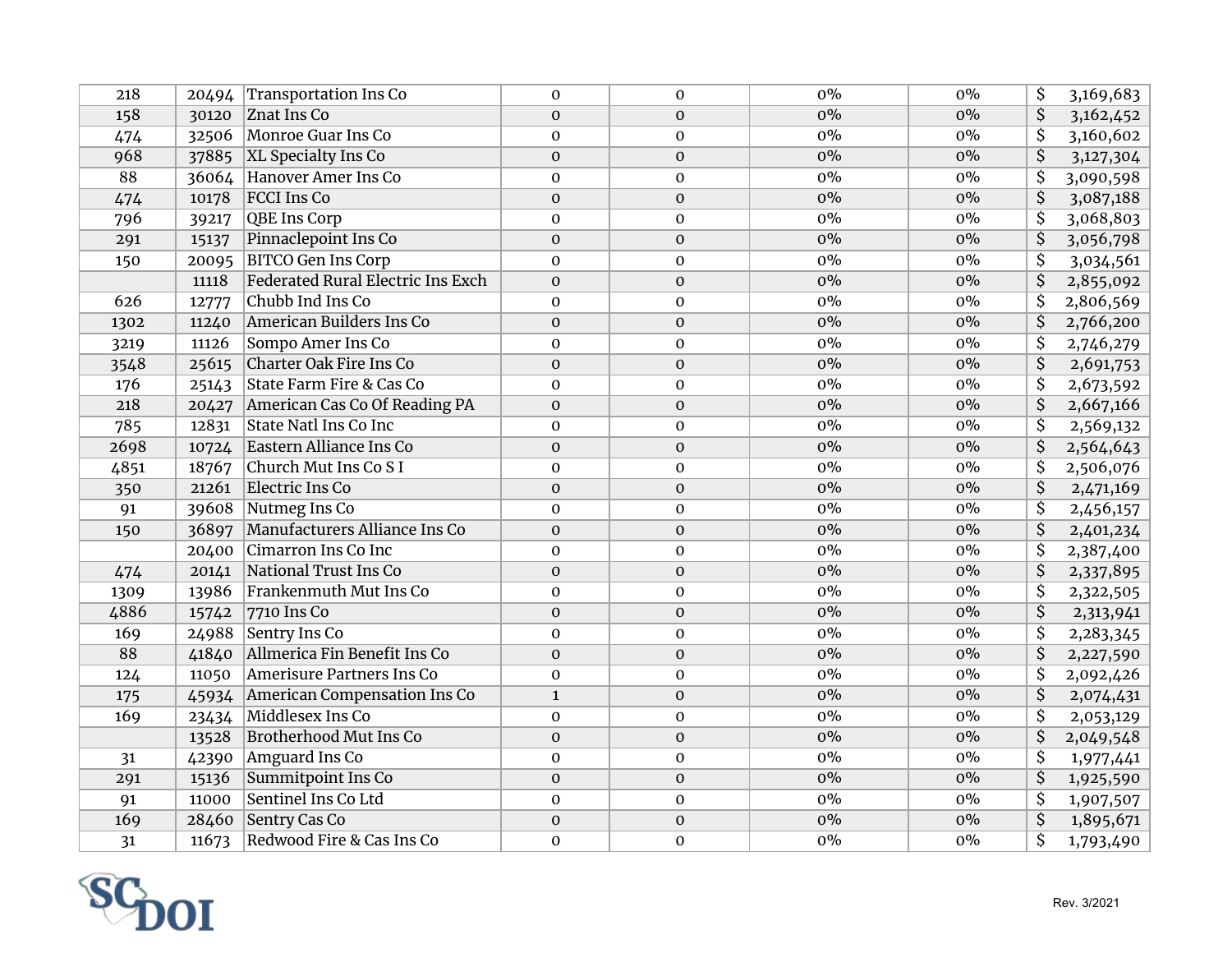| | | | | | | | |
|---|---|---|---|---|---|---|---|
| 218 | 20494 | Transportation Ins Co | 0 | 0 | 0% | 0% | $ 3,169,683 |
| 158 | 30120 | Znat Ins Co | 0 | 0 | 0% | 0% | $ 3,162,452 |
| 474 | 32506 | Monroe Guar Ins Co | 0 | 0 | 0% | 0% | $ 3,160,602 |
| 968 | 37885 | XL Specialty Ins Co | 0 | 0 | 0% | 0% | $ 3,127,304 |
| 88 | 36064 | Hanover Amer Ins Co | 0 | 0 | 0% | 0% | $ 3,090,598 |
| 474 | 10178 | FCCI Ins Co | 0 | 0 | 0% | 0% | $ 3,087,188 |
| 796 | 39217 | QBE Ins Corp | 0 | 0 | 0% | 0% | $ 3,068,803 |
| 291 | 15137 | Pinnaclepoint Ins Co | 0 | 0 | 0% | 0% | $ 3,056,798 |
| 150 | 20095 | BITCO Gen Ins Corp | 0 | 0 | 0% | 0% | $ 3,034,561 |
| | 11118 | Federated Rural Electric Ins Exch | 0 | 0 | 0% | 0% | $ 2,855,092 |
| 626 | 12777 | Chubb Ind Ins Co | 0 | 0 | 0% | 0% | $ 2,806,569 |
| 1302 | 11240 | American Builders Ins Co | 0 | 0 | 0% | 0% | $ 2,766,200 |
| 3219 | 11126 | Sompo Amer Ins Co | 0 | 0 | 0% | 0% | $ 2,746,279 |
| 3548 | 25615 | Charter Oak Fire Ins Co | 0 | 0 | 0% | 0% | $ 2,691,753 |
| 176 | 25143 | State Farm Fire & Cas Co | 0 | 0 | 0% | 0% | $ 2,673,592 |
| 218 | 20427 | American Cas Co Of Reading PA | 0 | 0 | 0% | 0% | $ 2,667,166 |
| 785 | 12831 | State Natl Ins Co Inc | 0 | 0 | 0% | 0% | $ 2,569,132 |
| 2698 | 10724 | Eastern Alliance Ins Co | 0 | 0 | 0% | 0% | $ 2,564,643 |
| 4851 | 18767 | Church Mut Ins Co S I | 0 | 0 | 0% | 0% | $ 2,506,076 |
| 350 | 21261 | Electric Ins Co | 0 | 0 | 0% | 0% | $ 2,471,169 |
| 91 | 39608 | Nutmeg Ins Co | 0 | 0 | 0% | 0% | $ 2,456,157 |
| 150 | 36897 | Manufacturers Alliance Ins Co | 0 | 0 | 0% | 0% | $ 2,401,234 |
| | 20400 | Cimarron Ins Co Inc | 0 | 0 | 0% | 0% | $ 2,387,400 |
| 474 | 20141 | National Trust Ins Co | 0 | 0 | 0% | 0% | $ 2,337,895 |
| 1309 | 13986 | Frankenmuth Mut Ins Co | 0 | 0 | 0% | 0% | $ 2,322,505 |
| 4886 | 15742 | 7710 Ins Co | 0 | 0 | 0% | 0% | $ 2,313,941 |
| 169 | 24988 | Sentry Ins Co | 0 | 0 | 0% | 0% | $ 2,283,345 |
| 88 | 41840 | Allmerica Fin Benefit Ins Co | 0 | 0 | 0% | 0% | $ 2,227,590 |
| 124 | 11050 | Amerisure Partners Ins Co | 0 | 0 | 0% | 0% | $ 2,092,426 |
| 175 | 45934 | American Compensation Ins Co | 1 | 0 | 0% | 0% | $ 2,074,431 |
| 169 | 23434 | Middlesex Ins Co | 0 | 0 | 0% | 0% | $ 2,053,129 |
| | 13528 | Brotherhood Mut Ins Co | 0 | 0 | 0% | 0% | $ 2,049,548 |
| 31 | 42390 | Amguard Ins Co | 0 | 0 | 0% | 0% | $ 1,977,441 |
| 291 | 15136 | Summitpoint Ins Co | 0 | 0 | 0% | 0% | $ 1,925,590 |
| 91 | 11000 | Sentinel Ins Co Ltd | 0 | 0 | 0% | 0% | $ 1,907,507 |
| 169 | 28460 | Sentry Cas Co | 0 | 0 | 0% | 0% | $ 1,895,671 |
| 31 | 11673 | Redwood Fire & Cas Ins Co | 0 | 0 | 0% | 0% | $ 1,793,490 |

SC DOI

Rev. 3/2021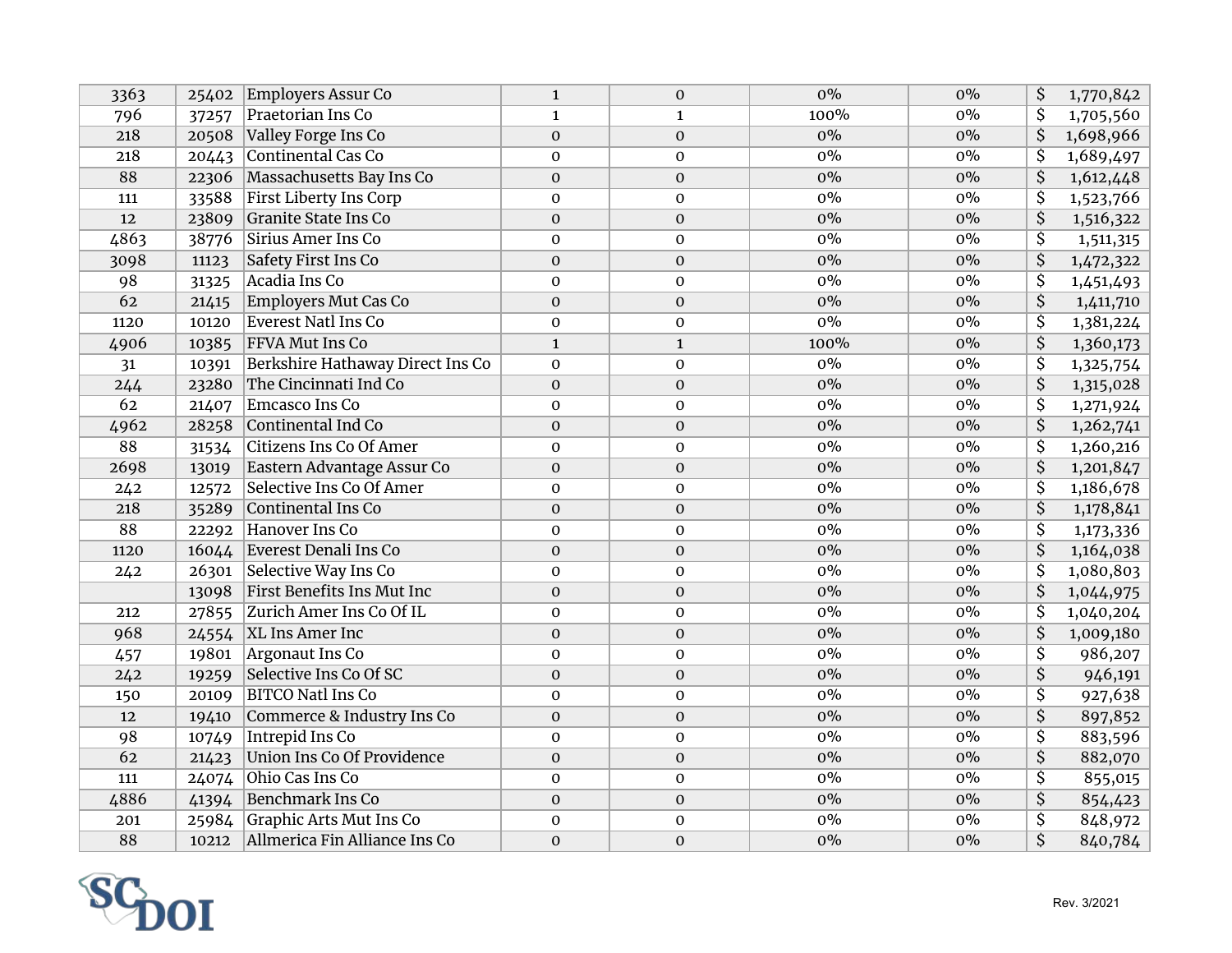| | | | | | | | |
|---|---|---|---|---|---|---|---|
| 3363 | 25402 | Employers Assur Co | 1 | 0 | 0% | 0% | $ 1,770,842 |
| 796 | 37257 | Praetorian Ins Co | 1 | 1 | 100% | 0% | $ 1,705,560 |
| 218 | 20508 | Valley Forge Ins Co | 0 | 0 | 0% | 0% | $ 1,698,966 |
| 218 | 20443 | Continental Cas Co | 0 | 0 | 0% | 0% | $ 1,689,497 |
| 88 | 22306 | Massachusetts Bay Ins Co | 0 | 0 | 0% | 0% | $ 1,612,448 |
| 111 | 33588 | First Liberty Ins Corp | 0 | 0 | 0% | 0% | $ 1,523,766 |
| 12 | 23809 | Granite State Ins Co | 0 | 0 | 0% | 0% | $ 1,516,322 |
| 4863 | 38776 | Sirius Amer Ins Co | 0 | 0 | 0% | 0% | $ 1,511,315 |
| 3098 | 11123 | Safety First Ins Co | 0 | 0 | 0% | 0% | $ 1,472,322 |
| 98 | 31325 | Acadia Ins Co | 0 | 0 | 0% | 0% | $ 1,451,493 |
| 62 | 21415 | Employers Mut Cas Co | 0 | 0 | 0% | 0% | $ 1,411,710 |
| 1120 | 10120 | Everest Natl Ins Co | 0 | 0 | 0% | 0% | $ 1,381,224 |
| 4906 | 10385 | FFVA Mut Ins Co | 1 | 1 | 100% | 0% | $ 1,360,173 |
| 31 | 10391 | Berkshire Hathaway Direct Ins Co | 0 | 0 | 0% | 0% | $ 1,325,754 |
| 244 | 23280 | The Cincinnati Ind Co | 0 | 0 | 0% | 0% | $ 1,315,028 |
| 62 | 21407 | Emcasco Ins Co | 0 | 0 | 0% | 0% | $ 1,271,924 |
| 4962 | 28258 | Continental Ind Co | 0 | 0 | 0% | 0% | $ 1,262,741 |
| 88 | 31534 | Citizens Ins Co Of Amer | 0 | 0 | 0% | 0% | $ 1,260,216 |
| 2698 | 13019 | Eastern Advantage Assur Co | 0 | 0 | 0% | 0% | $ 1,201,847 |
| 242 | 12572 | Selective Ins Co Of Amer | 0 | 0 | 0% | 0% | $ 1,186,678 |
| 218 | 35289 | Continental Ins Co | 0 | 0 | 0% | 0% | $ 1,178,841 |
| 88 | 22292 | Hanover Ins Co | 0 | 0 | 0% | 0% | $ 1,173,336 |
| 1120 | 16044 | Everest Denali Ins Co | 0 | 0 | 0% | 0% | $ 1,164,038 |
| 242 | 26301 | Selective Way Ins Co | 0 | 0 | 0% | 0% | $ 1,080,803 |
| | 13098 | First Benefits Ins Mut Inc | 0 | 0 | 0% | 0% | $ 1,044,975 |
| 212 | 27855 | Zurich Amer Ins Co Of IL | 0 | 0 | 0% | 0% | $ 1,040,204 |
| 968 | 24554 | XL Ins Amer Inc | 0 | 0 | 0% | 0% | $ 1,009,180 |
| 457 | 19801 | Argonaut Ins Co | 0 | 0 | 0% | 0% | $ 986,207 |
| 242 | 19259 | Selective Ins Co Of SC | 0 | 0 | 0% | 0% | $ 946,191 |
| 150 | 20109 | BITCO Natl Ins Co | 0 | 0 | 0% | 0% | $ 927,638 |
| 12 | 19410 | Commerce & Industry Ins Co | 0 | 0 | 0% | 0% | $ 897,852 |
| 98 | 10749 | Intrepid Ins Co | 0 | 0 | 0% | 0% | $ 883,596 |
| 62 | 21423 | Union Ins Co Of Providence | 0 | 0 | 0% | 0% | $ 882,070 |
| 111 | 24074 | Ohio Cas Ins Co | 0 | 0 | 0% | 0% | $ 855,015 |
| 4886 | 41394 | Benchmark Ins Co | 0 | 0 | 0% | 0% | $ 854,423 |
| 201 | 25984 | Graphic Arts Mut Ins Co | 0 | 0 | 0% | 0% | $ 848,972 |
| 88 | 10212 | Allmerica Fin Alliance Ins Co | 0 | 0 | 0% | 0% | $ 840,784 |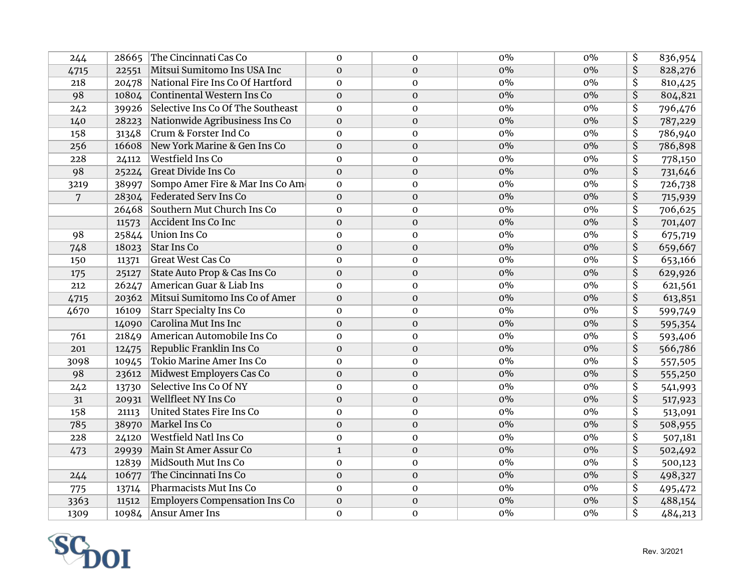| | | | | | | | |
|---|---|---|---|---|---|---|---|
| 244 | 28665 | The Cincinnati Cas Co | 0 | 0 | 0% | 0% | $ 836,954 |
| 4715 | 22551 | Mitsui Sumitomo Ins USA Inc | 0 | 0 | 0% | 0% | $ 828,276 |
| 218 | 20478 | National Fire Ins Co Of Hartford | 0 | 0 | 0% | 0% | $ 810,425 |
| 98 | 10804 | Continental Western Ins Co | 0 | 0 | 0% | 0% | $ 804,821 |
| 242 | 39926 | Selective Ins Co Of The Southeast | 0 | 0 | 0% | 0% | $ 796,476 |
| 140 | 28223 | Nationwide Agribusiness Ins Co | 0 | 0 | 0% | 0% | $ 787,229 |
| 158 | 31348 | Crum & Forster Ind Co | 0 | 0 | 0% | 0% | $ 786,940 |
| 256 | 16608 | New York Marine & Gen Ins Co | 0 | 0 | 0% | 0% | $ 786,898 |
| 228 | 24112 | Westfield Ins Co | 0 | 0 | 0% | 0% | $ 778,150 |
| 98 | 25224 | Great Divide Ins Co | 0 | 0 | 0% | 0% | $ 731,646 |
| 3219 | 38997 | Sompo Amer Fire & Mar Ins Co Am | 0 | 0 | 0% | 0% | $ 726,738 |
| 7 | 28304 | Federated Serv Ins Co | 0 | 0 | 0% | 0% | $ 715,939 |
| | 26468 | Southern Mut Church Ins Co | 0 | 0 | 0% | 0% | $ 706,625 |
| | 11573 | Accident Ins Co Inc | 0 | 0 | 0% | 0% | $ 701,407 |
| 98 | 25844 | Union Ins Co | 0 | 0 | 0% | 0% | $ 675,719 |
| 748 | 18023 | Star Ins Co | 0 | 0 | 0% | 0% | $ 659,667 |
| 150 | 11371 | Great West Cas Co | 0 | 0 | 0% | 0% | $ 653,166 |
| 175 | 25127 | State Auto Prop & Cas Ins Co | 0 | 0 | 0% | 0% | $ 629,926 |
| 212 | 26247 | American Guar & Liab Ins | 0 | 0 | 0% | 0% | $ 621,561 |
| 4715 | 20362 | Mitsui Sumitomo Ins Co of Amer | 0 | 0 | 0% | 0% | $ 613,851 |
| 4670 | 16109 | Starr Specialty Ins Co | 0 | 0 | 0% | 0% | $ 599,749 |
| | 14090 | Carolina Mut Ins Inc | 0 | 0 | 0% | 0% | $ 595,354 |
| 761 | 21849 | American Automobile Ins Co | 0 | 0 | 0% | 0% | $ 593,406 |
| 201 | 12475 | Republic Franklin Ins Co | 0 | 0 | 0% | 0% | $ 566,786 |
| 3098 | 10945 | Tokio Marine Amer Ins Co | 0 | 0 | 0% | 0% | $ 557,505 |
| 98 | 23612 | Midwest Employers Cas Co | 0 | 0 | 0% | 0% | $ 555,250 |
| 242 | 13730 | Selective Ins Co Of NY | 0 | 0 | 0% | 0% | $ 541,993 |
| 31 | 20931 | Wellfleet NY Ins Co | 0 | 0 | 0% | 0% | $ 517,923 |
| 158 | 21113 | United States Fire Ins Co | 0 | 0 | 0% | 0% | $ 513,091 |
| 785 | 38970 | Markel Ins Co | 0 | 0 | 0% | 0% | $ 508,955 |
| 228 | 24120 | Westfield Natl Ins Co | 0 | 0 | 0% | 0% | $ 507,181 |
| 473 | 29939 | Main St Amer Assur Co | 1 | 0 | 0% | 0% | $ 502,492 |
| | 12839 | MidSouth Mut Ins Co | 0 | 0 | 0% | 0% | $ 500,123 |
| 244 | 10677 | The Cincinnati Ins Co | 0 | 0 | 0% | 0% | $ 498,327 |
| 775 | 13714 | Pharmacists Mut Ins Co | 0 | 0 | 0% | 0% | $ 495,472 |
| 3363 | 11512 | Employers Compensation Ins Co | 0 | 0 | 0% | 0% | $ 488,154 |
| 1309 | 10984 | Ansur Amer Ins | 0 | 0 | 0% | 0% | $ 484,213 |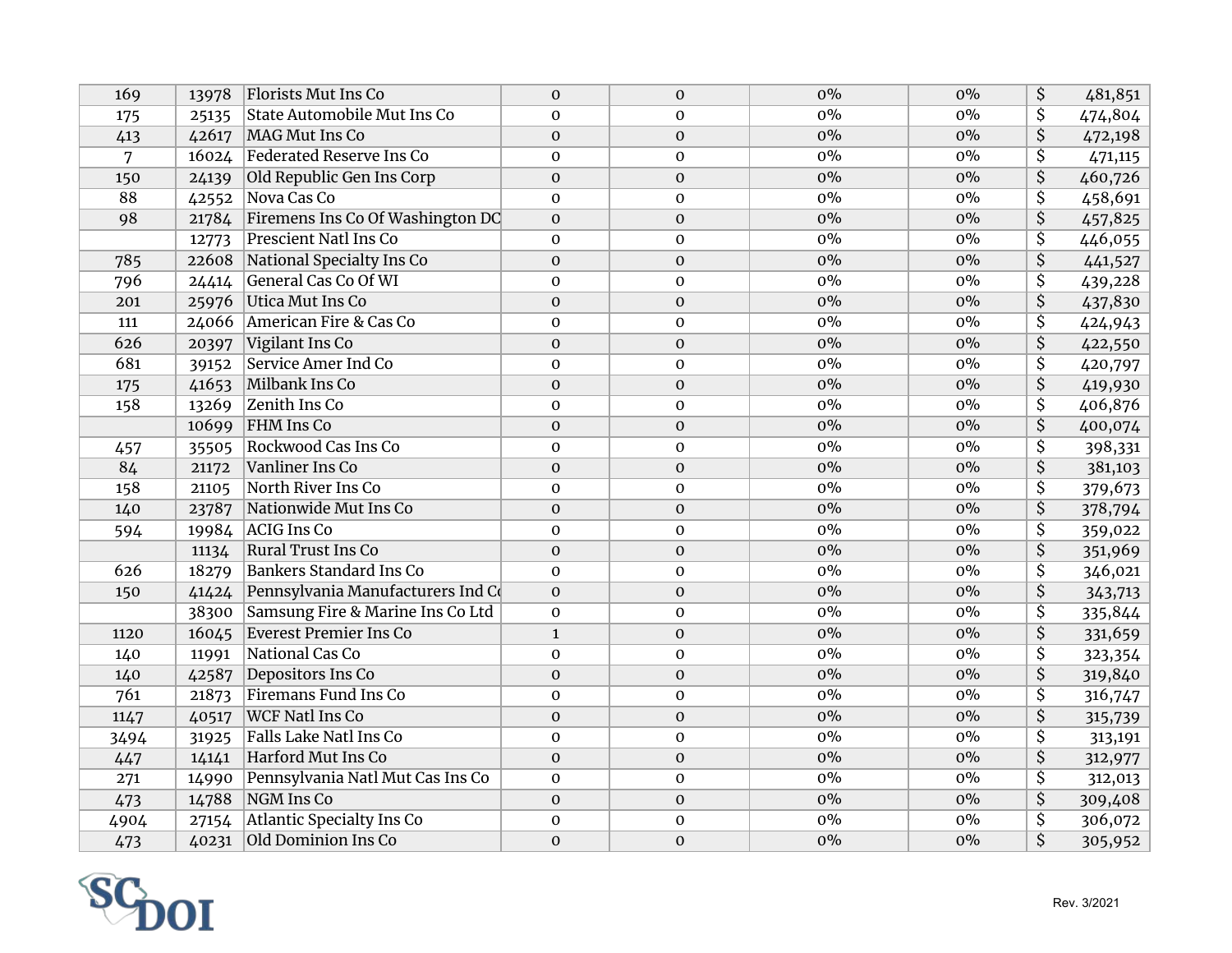| | | | | | | | |
|---|---|---|---|---|---|---|---|
| 169 | 13978 | Florists Mut Ins Co | 0 | 0 | 0% | 0% | $ 481,851 |
| 175 | 25135 | State Automobile Mut Ins Co | 0 | 0 | 0% | 0% | $ 474,804 |
| 413 | 42617 | MAG Mut Ins Co | 0 | 0 | 0% | 0% | $ 472,198 |
| 7 | 16024 | Federated Reserve Ins Co | 0 | 0 | 0% | 0% | $ 471,115 |
| 150 | 24139 | Old Republic Gen Ins Corp | 0 | 0 | 0% | 0% | $ 460,726 |
| 88 | 42552 | Nova Cas Co | 0 | 0 | 0% | 0% | $ 458,691 |
| 98 | 21784 | Firemens Ins Co Of Washington DC | 0 | 0 | 0% | 0% | $ 457,825 |
| | 12773 | Prescient Natl Ins Co | 0 | 0 | 0% | 0% | $ 446,055 |
| 785 | 22608 | National Specialty Ins Co | 0 | 0 | 0% | 0% | $ 441,527 |
| 796 | 24414 | General Cas Co Of WI | 0 | 0 | 0% | 0% | $ 439,228 |
| 201 | 25976 | Utica Mut Ins Co | 0 | 0 | 0% | 0% | $ 437,830 |
| 111 | 24066 | American Fire & Cas Co | 0 | 0 | 0% | 0% | $ 424,943 |
| 626 | 20397 | Vigilant Ins Co | 0 | 0 | 0% | 0% | $ 422,550 |
| 681 | 39152 | Service Amer Ind Co | 0 | 0 | 0% | 0% | $ 420,797 |
| 175 | 41653 | Milbank Ins Co | 0 | 0 | 0% | 0% | $ 419,930 |
| 158 | 13269 | Zenith Ins Co | 0 | 0 | 0% | 0% | $ 406,876 |
| | 10699 | FHM Ins Co | 0 | 0 | 0% | 0% | $ 400,074 |
| 457 | 35505 | Rockwood Cas Ins Co | 0 | 0 | 0% | 0% | $ 398,331 |
| 84 | 21172 | Vanliner Ins Co | 0 | 0 | 0% | 0% | $ 381,103 |
| 158 | 21105 | North River Ins Co | 0 | 0 | 0% | 0% | $ 379,673 |
| 140 | 23787 | Nationwide Mut Ins Co | 0 | 0 | 0% | 0% | $ 378,794 |
| 594 | 19984 | ACIG Ins Co | 0 | 0 | 0% | 0% | $ 359,022 |
| | 11134 | Rural Trust Ins Co | 0 | 0 | 0% | 0% | $ 351,969 |
| 626 | 18279 | Bankers Standard Ins Co | 0 | 0 | 0% | 0% | $ 346,021 |
| 150 | 41424 | Pennsylvania Manufacturers Ind Co | 0 | 0 | 0% | 0% | $ 343,713 |
| | 38300 | Samsung Fire & Marine Ins Co Ltd | 0 | 0 | 0% | 0% | $ 335,844 |
| 1120 | 16045 | Everest Premier Ins Co | 1 | 0 | 0% | 0% | $ 331,659 |
| 140 | 11991 | National Cas Co | 0 | 0 | 0% | 0% | $ 323,354 |
| 140 | 42587 | Depositors Ins Co | 0 | 0 | 0% | 0% | $ 319,840 |
| 761 | 21873 | Firemans Fund Ins Co | 0 | 0 | 0% | 0% | $ 316,747 |
| 1147 | 40517 | WCF Natl Ins Co | 0 | 0 | 0% | 0% | $ 315,739 |
| 3494 | 31925 | Falls Lake Natl Ins Co | 0 | 0 | 0% | 0% | $ 313,191 |
| 447 | 14141 | Harford Mut Ins Co | 0 | 0 | 0% | 0% | $ 312,977 |
| 271 | 14990 | Pennsylvania Natl Mut Cas Ins Co | 0 | 0 | 0% | 0% | $ 312,013 |
| 473 | 14788 | NGM Ins Co | 0 | 0 | 0% | 0% | $ 309,408 |
| 4904 | 27154 | Atlantic Specialty Ins Co | 0 | 0 | 0% | 0% | $ 306,072 |
| 473 | 40231 | Old Dominion Ins Co | 0 | 0 | 0% | 0% | $ 305,952 |

SC DOI

Rev. 3/2021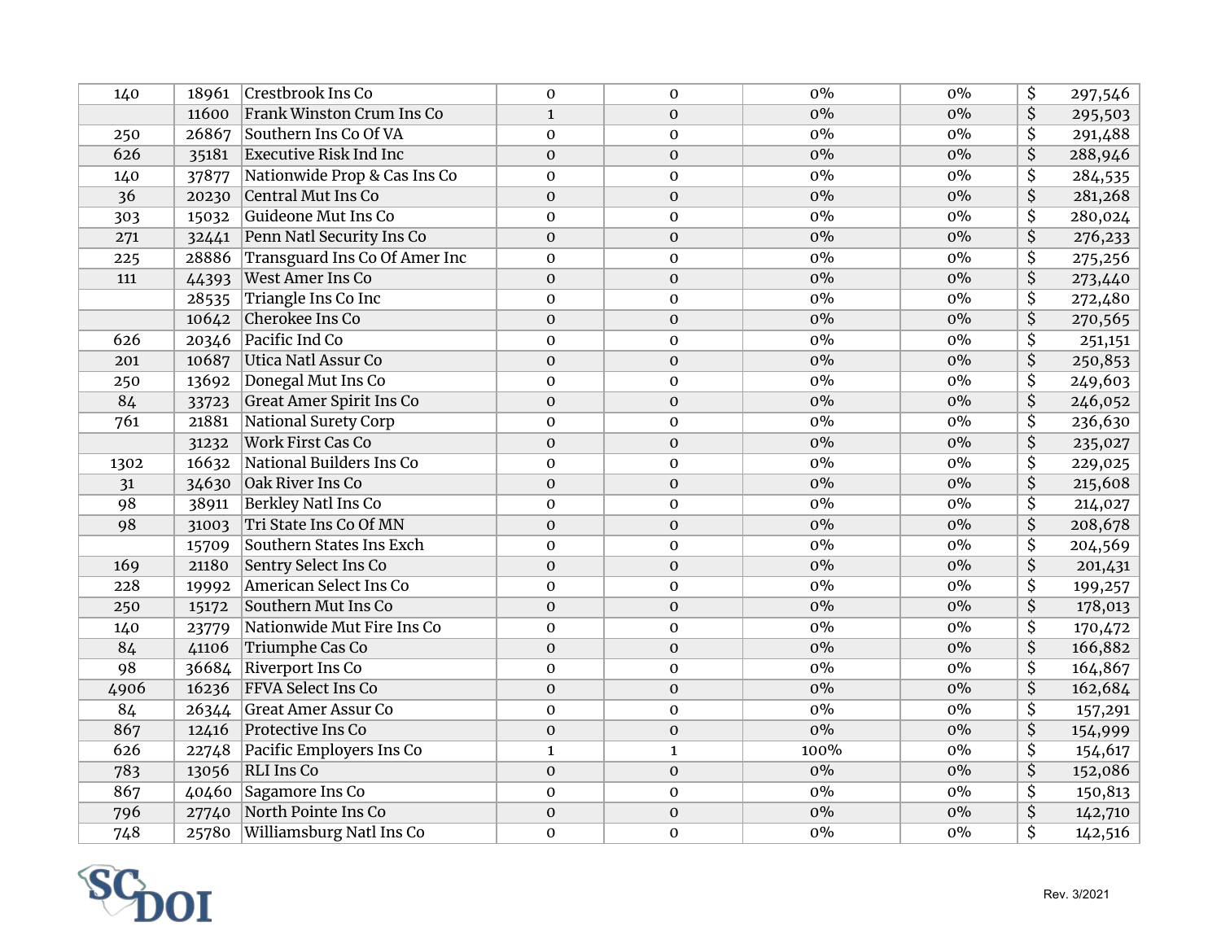| | | | | | | | |
|---|---|---|---|---|---|---|---|
| 140 | 18961 | Crestbrook Ins Co | 0 | 0 | 0% | 0% | $ 297,546 |
| | 11600 | Frank Winston Crum Ins Co | 1 | 0 | 0% | 0% | $ 295,503 |
| 250 | 26867 | Southern Ins Co Of VA | 0 | 0 | 0% | 0% | $ 291,488 |
| 626 | 35181 | Executive Risk Ind Inc | 0 | 0 | 0% | 0% | $ 288,946 |
| 140 | 37877 | Nationwide Prop & Cas Ins Co | 0 | 0 | 0% | 0% | $ 284,535 |
| 36 | 20230 | Central Mut Ins Co | 0 | 0 | 0% | 0% | $ 281,268 |
| 303 | 15032 | Guideone Mut Ins Co | 0 | 0 | 0% | 0% | $ 280,024 |
| 271 | 32441 | Penn Natl Security Ins Co | 0 | 0 | 0% | 0% | $ 276,233 |
| 225 | 28886 | Transguard Ins Co Of Amer Inc | 0 | 0 | 0% | 0% | $ 275,256 |
| 111 | 44393 | West Amer Ins Co | 0 | 0 | 0% | 0% | $ 273,440 |
| | 28535 | Triangle Ins Co Inc | 0 | 0 | 0% | 0% | $ 272,480 |
| | 10642 | Cherokee Ins Co | 0 | 0 | 0% | 0% | $ 270,565 |
| 626 | 20346 | Pacific Ind Co | 0 | 0 | 0% | 0% | $ 251,151 |
| 201 | 10687 | Utica Natl Assur Co | 0 | 0 | 0% | 0% | $ 250,853 |
| 250 | 13692 | Donegal Mut Ins Co | 0 | 0 | 0% | 0% | $ 249,603 |
| 84 | 33723 | Great Amer Spirit Ins Co | 0 | 0 | 0% | 0% | $ 246,052 |
| 761 | 21881 | National Surety Corp | 0 | 0 | 0% | 0% | $ 236,630 |
| | 31232 | Work First Cas Co | 0 | 0 | 0% | 0% | $ 235,027 |
| 1302 | 16632 | National Builders Ins Co | 0 | 0 | 0% | 0% | $ 229,025 |
| 31 | 34630 | Oak River Ins Co | 0 | 0 | 0% | 0% | $ 215,608 |
| 98 | 38911 | Berkley Natl Ins Co | 0 | 0 | 0% | 0% | $ 214,027 |
| 98 | 31003 | Tri State Ins Co Of MN | 0 | 0 | 0% | 0% | $ 208,678 |
| | 15709 | Southern States Ins Exch | 0 | 0 | 0% | 0% | $ 204,569 |
| 169 | 21180 | Sentry Select Ins Co | 0 | 0 | 0% | 0% | $ 201,431 |
| 228 | 19992 | American Select Ins Co | 0 | 0 | 0% | 0% | $ 199,257 |
| 250 | 15172 | Southern Mut Ins Co | 0 | 0 | 0% | 0% | $ 178,013 |
| 140 | 23779 | Nationwide Mut Fire Ins Co | 0 | 0 | 0% | 0% | $ 170,472 |
| 84 | 41106 | Triumphe Cas Co | 0 | 0 | 0% | 0% | $ 166,882 |
| 98 | 36684 | Riverport Ins Co | 0 | 0 | 0% | 0% | $ 164,867 |
| 4906 | 16236 | FFVA Select Ins Co | 0 | 0 | 0% | 0% | $ 162,684 |
| 84 | 26344 | Great Amer Assur Co | 0 | 0 | 0% | 0% | $ 157,291 |
| 867 | 12416 | Protective Ins Co | 0 | 0 | 0% | 0% | $ 154,999 |
| 626 | 22748 | Pacific Employers Ins Co | 1 | 1 | 100% | 0% | $ 154,617 |
| 783 | 13056 | RLI Ins Co | 0 | 0 | 0% | 0% | $ 152,086 |
| 867 | 40460 | Sagamore Ins Co | 0 | 0 | 0% | 0% | $ 150,813 |
| 796 | 27740 | North Pointe Ins Co | 0 | 0 | 0% | 0% | $ 142,710 |
| 748 | 25780 | Williamsburg Natl Ins Co | 0 | 0 | 0% | 0% | $ 142,516 |

SC DOI

Rev. 3/2021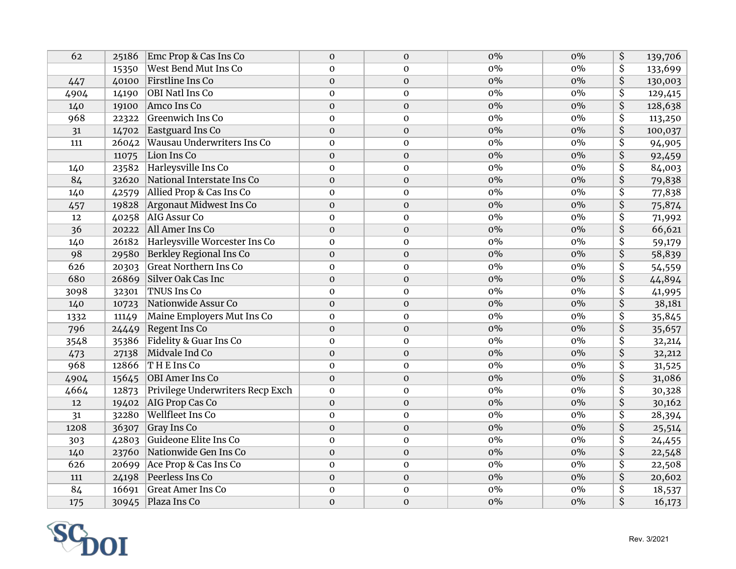| | | | | | | | |
|---|---|---|---|---|---|---|---|
| 62 | 25186 | Emc Prop & Cas Ins Co | 0 | 0 | 0% | 0% | $ 139,706 |
| | 15350 | West Bend Mut Ins Co | 0 | 0 | 0% | 0% | $ 133,699 |
| 447 | 40100 | Firstline Ins Co | 0 | 0 | 0% | 0% | $ 130,003 |
| 4904 | 14190 | OBI Natl Ins Co | 0 | 0 | 0% | 0% | $ 129,415 |
| 140 | 19100 | Amco Ins Co | 0 | 0 | 0% | 0% | $ 128,638 |
| 968 | 22322 | Greenwich Ins Co | 0 | 0 | 0% | 0% | $ 113,250 |
| 31 | 14702 | Eastguard Ins Co | 0 | 0 | 0% | 0% | $ 100,037 |
| 111 | 26042 | Wausau Underwriters Ins Co | 0 | 0 | 0% | 0% | $ 94,905 |
| | 11075 | Lion Ins Co | 0 | 0 | 0% | 0% | $ 92,459 |
| 140 | 23582 | Harleysville Ins Co | 0 | 0 | 0% | 0% | $ 84,003 |
| 84 | 32620 | National Interstate Ins Co | 0 | 0 | 0% | 0% | $ 79,838 |
| 140 | 42579 | Allied Prop & Cas Ins Co | 0 | 0 | 0% | 0% | $ 77,838 |
| 457 | 19828 | Argonaut Midwest Ins Co | 0 | 0 | 0% | 0% | $ 75,874 |
| 12 | 40258 | AIG Assur Co | 0 | 0 | 0% | 0% | $ 71,992 |
| 36 | 20222 | All Amer Ins Co | 0 | 0 | 0% | 0% | $ 66,621 |
| 140 | 26182 | Harleysville Worcester Ins Co | 0 | 0 | 0% | 0% | $ 59,179 |
| 98 | 29580 | Berkley Regional Ins Co | 0 | 0 | 0% | 0% | $ 58,839 |
| 626 | 20303 | Great Northern Ins Co | 0 | 0 | 0% | 0% | $ 54,559 |
| 680 | 26869 | Silver Oak Cas Inc | 0 | 0 | 0% | 0% | $ 44,894 |
| 3098 | 32301 | TNUS Ins Co | 0 | 0 | 0% | 0% | $ 41,995 |
| 140 | 10723 | Nationwide Assur Co | 0 | 0 | 0% | 0% | $ 38,181 |
| 1332 | 11149 | Maine Employers Mut Ins Co | 0 | 0 | 0% | 0% | $ 35,845 |
| 796 | 24449 | Regent Ins Co | 0 | 0 | 0% | 0% | $ 35,657 |
| 3548 | 35386 | Fidelity & Guar Ins Co | 0 | 0 | 0% | 0% | $ 32,214 |
| 473 | 27138 | Midvale Ind Co | 0 | 0 | 0% | 0% | $ 32,212 |
| 968 | 12866 | T H E Ins Co | 0 | 0 | 0% | 0% | $ 31,525 |
| 4904 | 15645 | OBI Amer Ins Co | 0 | 0 | 0% | 0% | $ 31,086 |
| 4664 | 12873 | Privilege Underwriters Recp Exch | 0 | 0 | 0% | 0% | $ 30,328 |
| 12 | 19402 | AIG Prop Cas Co | 0 | 0 | 0% | 0% | $ 30,162 |
| 31 | 32280 | Wellfleet Ins Co | 0 | 0 | 0% | 0% | $ 28,394 |
| 1208 | 36307 | Gray Ins Co | 0 | 0 | 0% | 0% | $ 25,514 |
| 303 | 42803 | Guideone Elite Ins Co | 0 | 0 | 0% | 0% | $ 24,455 |
| 140 | 23760 | Nationwide Gen Ins Co | 0 | 0 | 0% | 0% | $ 22,548 |
| 626 | 20699 | Ace Prop & Cas Ins Co | 0 | 0 | 0% | 0% | $ 22,508 |
| 111 | 24198 | Peerless Ins Co | 0 | 0 | 0% | 0% | $ 20,602 |
| 84 | 16691 | Great Amer Ins Co | 0 | 0 | 0% | 0% | $ 18,537 |
| 175 | 30945 | Plaza Ins Co | 0 | 0 | 0% | 0% | $ 16,173 |

SCDOI

Rev. 3/2021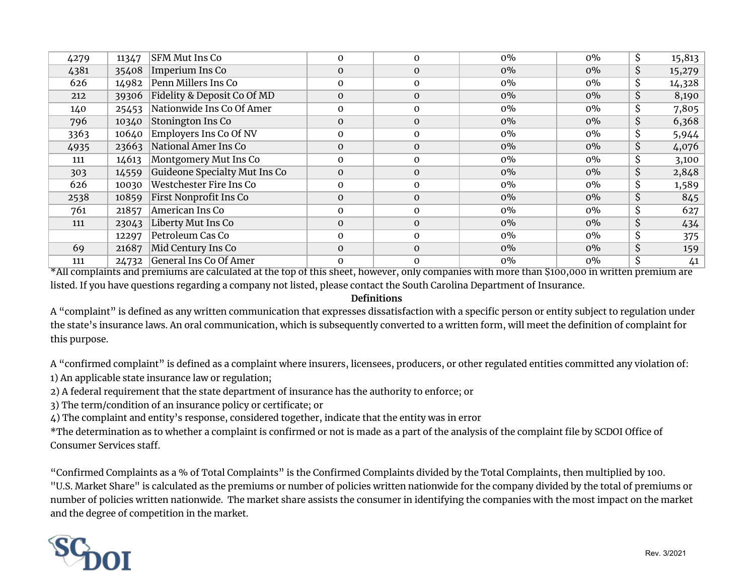| | | | | | | | |
|---|---|---|---|---|---|---|---|
| 4279 | 11347 | SFM Mut Ins Co | 0 | 0 | 0% | 0% | $ 15,813 |
| 4381 | 35408 | Imperium Ins Co | 0 | 0 | 0% | 0% | $ 15,279 |
| 626 | 14982 | Penn Millers Ins Co | 0 | 0 | 0% | 0% | $ 14,328 |
| 212 | 39306 | Fidelity & Deposit Co Of MD | 0 | 0 | 0% | 0% | $ 8,190 |
| 140 | 25453 | Nationwide Ins Co Of Amer | 0 | 0 | 0% | 0% | $ 7,805 |
| 796 | 10340 | Stonington Ins Co | 0 | 0 | 0% | 0% | $ 6,368 |
| 3363 | 10640 | Employers Ins Co Of NV | 0 | 0 | 0% | 0% | $ 5,944 |
| 4935 | 23663 | National Amer Ins Co | 0 | 0 | 0% | 0% | $ 4,076 |
| 111 | 14613 | Montgomery Mut Ins Co | 0 | 0 | 0% | 0% | $ 3,100 |
| 303 | 14559 | Guideone Specialty Mut Ins Co | 0 | 0 | 0% | 0% | $ 2,848 |
| 626 | 10030 | Westchester Fire Ins Co | 0 | 0 | 0% | 0% | $ 1,589 |
| 2538 | 10859 | First Nonprofit Ins Co | 0 | 0 | 0% | 0% | $ 845 |
| 761 | 21857 | American Ins Co | 0 | 0 | 0% | 0% | $ 627 |
| 111 | 23043 | Liberty Mut Ins Co | 0 | 0 | 0% | 0% | $ 434 |
| | 12297 | Petroleum Cas Co | 0 | 0 | 0% | 0% | $ 375 |
| 69 | 21687 | Mid Century Ins Co | 0 | 0 | 0% | 0% | $ 159 |
| 111 | 24732 | General Ins Co Of Amer | 0 | 0 | 0% | 0% | $ 41 |

*All complaints and premiums are calculated at the top of this sheet, however, only companies with more than $100,000 in written premium are listed. If you have questions regarding a company not listed, please contact the South Carolina Department of Insurance.

**Definitions**

A "complaint" is defined as any written communication that expresses dissatisfaction with a specific person or entity subject to regulation under the state's insurance laws. An oral communication, which is subsequently converted to a written form, will meet the definition of complaint for this purpose.

A "confirmed complaint" is defined as a complaint where insurers, licensees, producers, or other regulated entities committed any violation of:
1) An applicable state insurance law or regulation;
2) A federal requirement that the state department of insurance has the authority to enforce; or
3) The term/condition of an insurance policy or certificate; or
4) The complaint and entity's response, considered together, indicate that the entity was in error
*The determination as to whether a complaint is confirmed or not is made as a part of the analysis of the complaint file by SCDOI Office of Consumer Services staff.

"Confirmed Complaints as a % of Total Complaints" is the Confirmed Complaints divided by the Total Complaints, then multiplied by 100.
"U.S. Market Share" is calculated as the premiums or number of policies written nationwide for the company divided by the total of premiums or number of policies written nationwide. The market share assists the consumer in identifying the companies with the most impact on the market and the degree of competition in the market.

SCDOI

Rev. 3/2021